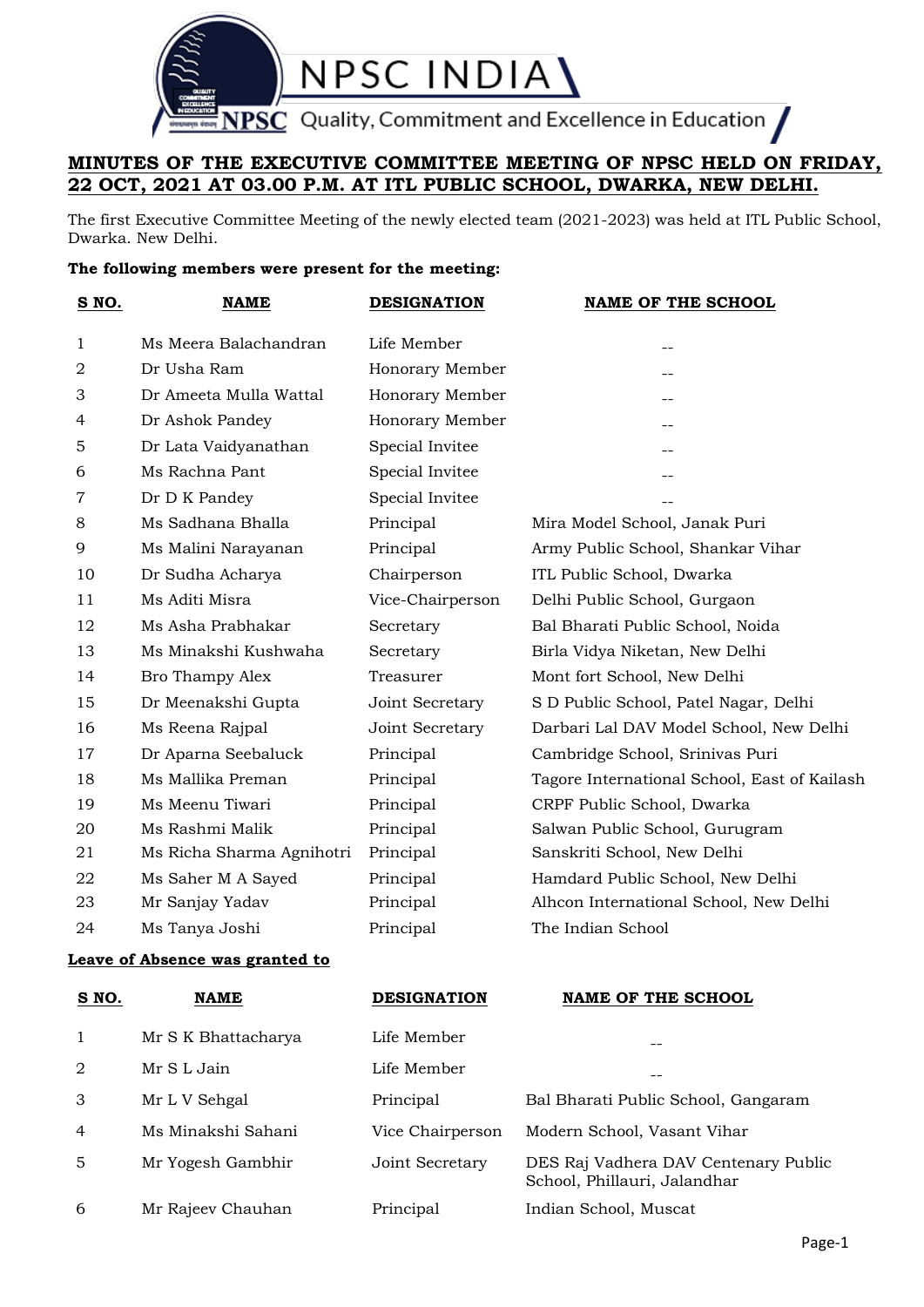NPSC INDIA

NPSC Quality, Commitment and Excellence in Education

## MINUTES OF THE EXECUTIVE COMMITTEE MEETING OF NPSC HELD ON FRIDAY, 22 OCT, 2021 AT 03.00 P.M. AT ITL PUBLIC SCHOOL, DWARKA, NEW DELHI.

The first Executive Committee Meeting of the newly elected team (2021-2023) was held at ITL Public School, Dwarka. New Delhi.

**The following members were present for the meeting:**

| S NO. | NAME | DESIGNATION | NAME OF THE SCHOOL |
|---|---|---|---|
| 1 | Ms Meera Balachandran | Life Member | -- |
| 2 | Dr Usha Ram | Honorary Member | -- |
| 3 | Dr Ameeta Mulla Wattal | Honorary Member | -- |
| 4 | Dr Ashok Pandey | Honorary Member | -- |
| 5 | Dr Lata Vaidyanathan | Special Invitee | -- |
| 6 | Ms Rachna Pant | Special Invitee | -- |
| 7 | Dr D K Pandey | Special Invitee | -- |
| 8 | Ms Sadhana Bhalla | Principal | Mira Model School, Janak Puri |
| 9 | Ms Malini Narayanan | Principal | Army Public School, Shankar Vihar |
| 10 | Dr Sudha Acharya | Chairperson | ITL Public School, Dwarka |
| 11 | Ms Aditi Misra | Vice-Chairperson | Delhi Public School, Gurgaon |
| 12 | Ms Asha Prabhakar | Secretary | Bal Bharati Public School, Noida |
| 13 | Ms Minakshi Kushwaha | Secretary | Birla Vidya Niketan, New Delhi |
| 14 | Bro Thampy Alex | Treasurer | Mont fort School, New Delhi |
| 15 | Dr Meenakshi Gupta | Joint Secretary | S D Public School, Patel Nagar, Delhi |
| 16 | Ms Reena Rajpal | Joint Secretary | Darbari Lal DAV Model School, New Delhi |
| 17 | Dr Aparna Seebaluck | Principal | Cambridge School, Srinivas Puri |
| 18 | Ms Mallika Preman | Principal | Tagore International School, East of Kailash |
| 19 | Ms Meenu Tiwari | Principal | CRPF Public School, Dwarka |
| 20 | Ms Rashmi Malik | Principal | Salwan Public School, Gurugram |
| 21 | Ms Richa Sharma Agnihotri | Principal | Sanskriti School, New Delhi |
| 22 | Ms Saher M A Sayed | Principal | Hamdard Public School, New Delhi |
| 23 | Mr Sanjay Yadav | Principal | Alhcon International School, New Delhi |
| 24 | Ms Tanya Joshi | Principal | The Indian School |

**Leave of Absence was granted to**

| S NO. | NAME | DESIGNATION | NAME OF THE SCHOOL |
|---|---|---|---|
| 1 | Mr S K Bhattacharya | Life Member | -- |
| 2 | Mr S L Jain | Life Member | -- |
| 3 | Mr L V Sehgal | Principal | Bal Bharati Public School, Gangaram |
| 4 | Ms Minakshi Sahani | Vice Chairperson | Modern School, Vasant Vihar |
| 5 | Mr Yogesh Gambhir | Joint Secretary | DES Raj Vadhera DAV Centenary Public School, Phillauri, Jalandhar |
| 6 | Mr Rajeev Chauhan | Principal | Indian School, Muscat |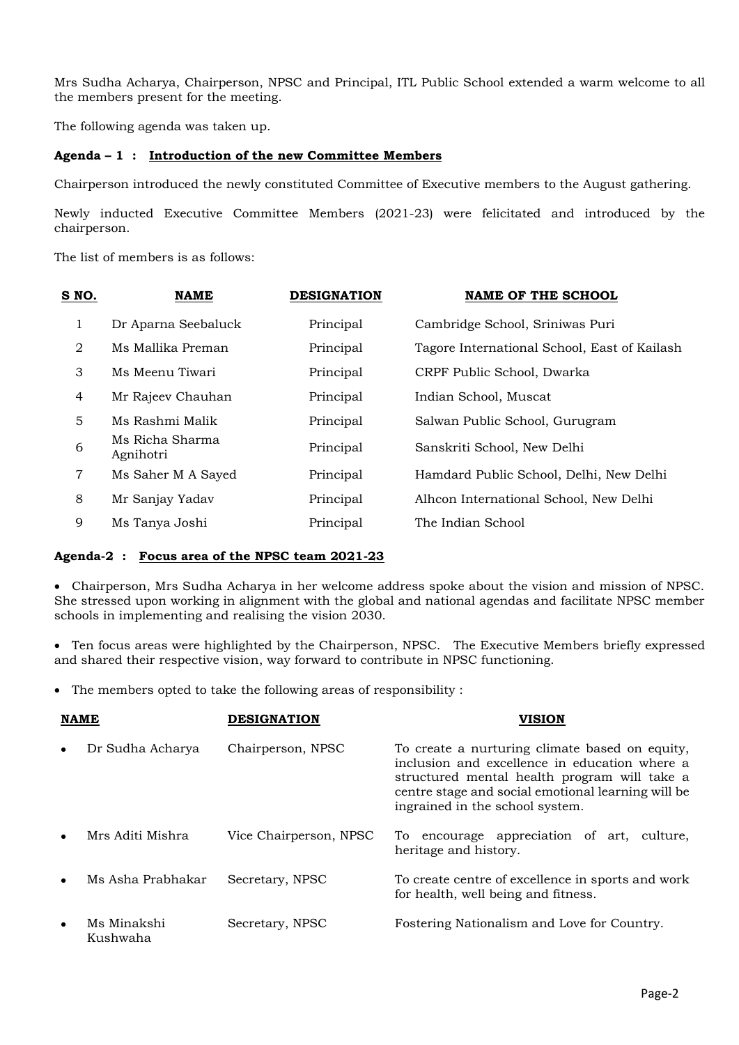Mrs Sudha Acharya, Chairperson, NPSC and Principal, ITL Public School extended a warm welcome to all the members present for the meeting.

The following agenda was taken up.

**Agenda – 1 : Introduction of the new Committee Members**

Chairperson introduced the newly constituted Committee of Executive members to the August gathering.

Newly inducted Executive Committee Members (2021-23) were felicitated and introduced by the chairperson.

The list of members is as follows:

| S NO. | NAME | DESIGNATION | NAME OF THE SCHOOL |
|---|---|---|---|
| 1 | Dr Aparna Seebaluck | Principal | Cambridge School, Sriniwas Puri |
| 2 | Ms Mallika Preman | Principal | Tagore International School, East of Kailash |
| 3 | Ms Meenu Tiwari | Principal | CRPF Public School, Dwarka |
| 4 | Mr Rajeev Chauhan | Principal | Indian School, Muscat |
| 5 | Ms Rashmi Malik | Principal | Salwan Public School, Gurugram |
| 6 | Ms Richa Sharma Agnihotri | Principal | Sanskriti School, New Delhi |
| 7 | Ms Saher M A Sayed | Principal | Hamdard Public School, Delhi, New Delhi |
| 8 | Mr Sanjay Yadav | Principal | Alhcon International School, New Delhi |
| 9 | Ms Tanya Joshi | Principal | The Indian School |

**Agenda-2 : Focus area of the NPSC team 2021-23**

- Chairperson, Mrs Sudha Acharya in her welcome address spoke about the vision and mission of NPSC. She stressed upon working in alignment with the global and national agendas and facilitate NPSC member schools in implementing and realising the vision 2030.
- Ten focus areas were highlighted by the Chairperson, NPSC. The Executive Members briefly expressed and shared their respective vision, way forward to contribute in NPSC functioning.
- The members opted to take the following areas of responsibility :

| NAME | DESIGNATION | VISION |
|---|---|---|
| Dr Sudha Acharya | Chairperson, NPSC | To create a nurturing climate based on equity, inclusion and excellence in education where a structured mental health program will take a centre stage and social emotional learning will be ingrained in the school system. |
| Mrs Aditi Mishra | Vice Chairperson, NPSC | To encourage appreciation of art, culture, heritage and history. |
| Ms Asha Prabhakar | Secretary, NPSC | To create centre of excellence in sports and work for health, well being and fitness. |
| Ms Minakshi Kushwaha | Secretary, NPSC | Fostering Nationalism and Love for Country. |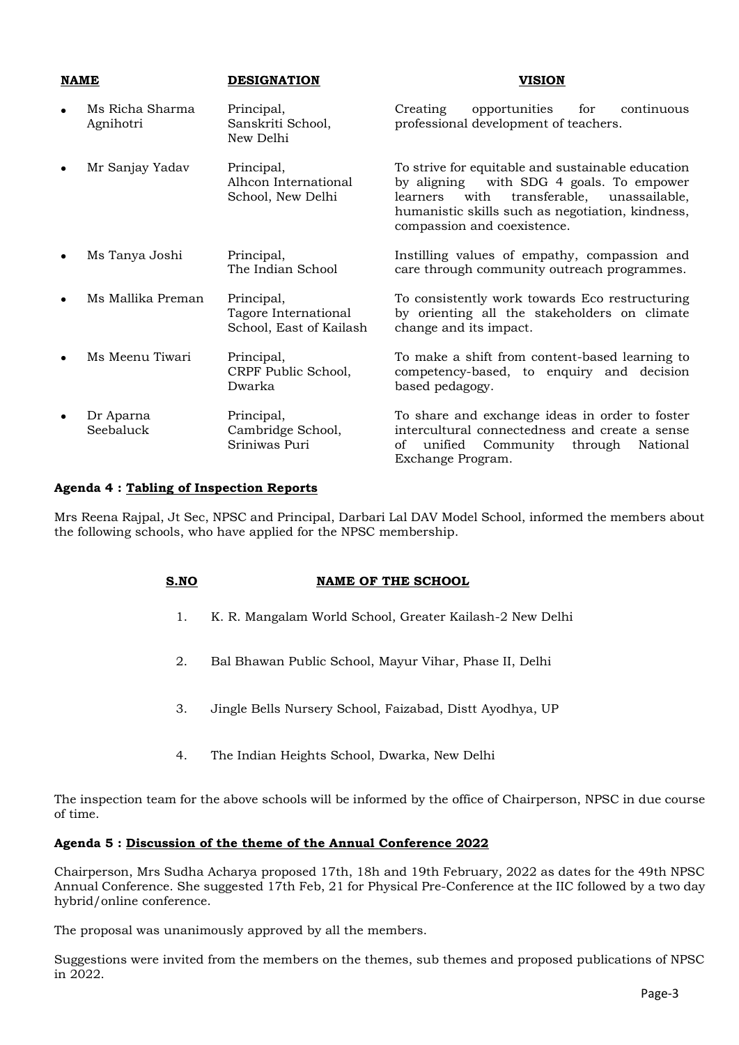| NAME | DESIGNATION | VISION |
| --- | --- | --- |
| Ms Richa Sharma Agnihotri | Principal, Sanskriti School, New Delhi | Creating opportunities for continuous professional development of teachers. |
| Mr Sanjay Yadav | Principal, Alhcon International School, New Delhi | To strive for equitable and sustainable education by aligning with SDG 4 goals. To empower learners with transferable, unassailable, humanistic skills such as negotiation, kindness, compassion and coexistence. |
| Ms Tanya Joshi | Principal, The Indian School | Instilling values of empathy, compassion and care through community outreach programmes. |
| Ms Mallika Preman | Principal, Tagore International School, East of Kailash | To consistently work towards Eco restructuring by orienting all the stakeholders on climate change and its impact. |
| Ms Meenu Tiwari | Principal, CRPF Public School, Dwarka | To make a shift from content-based learning to competency-based, to enquiry and decision based pedagogy. |
| Dr Aparna Seebaluck | Principal, Cambridge School, Sriniwas Puri | To share and exchange ideas in order to foster intercultural connectedness and create a sense of unified Community through National Exchange Program. |

**Agenda 4 : Tabling of Inspection Reports**

Mrs Reena Rajpal, Jt Sec, NPSC and Principal, Darbari Lal DAV Model School, informed the members about the following schools, who have applied for the NPSC membership.

| S.NO | NAME OF THE SCHOOL |
| --- | --- |
| 1. | K. R. Mangalam World School, Greater Kailash-2 New Delhi |
| 2. | Bal Bhawan Public School, Mayur Vihar, Phase II, Delhi |
| 3. | Jingle Bells Nursery School, Faizabad, Distt Ayodhya, UP |
| 4. | The Indian Heights School, Dwarka, New Delhi |

The inspection team for the above schools will be informed by the office of Chairperson, NPSC in due course of time.

**Agenda 5 : Discussion of the theme of the Annual Conference 2022**

Chairperson, Mrs Sudha Acharya proposed 17th, 18h and 19th February, 2022 as dates for the 49th NPSC Annual Conference. She suggested 17th Feb, 21 for Physical Pre-Conference at the IIC followed by a two day hybrid/online conference.

The proposal was unanimously approved by all the members.

Suggestions were invited from the members on the themes, sub themes and proposed publications of NPSC in 2022.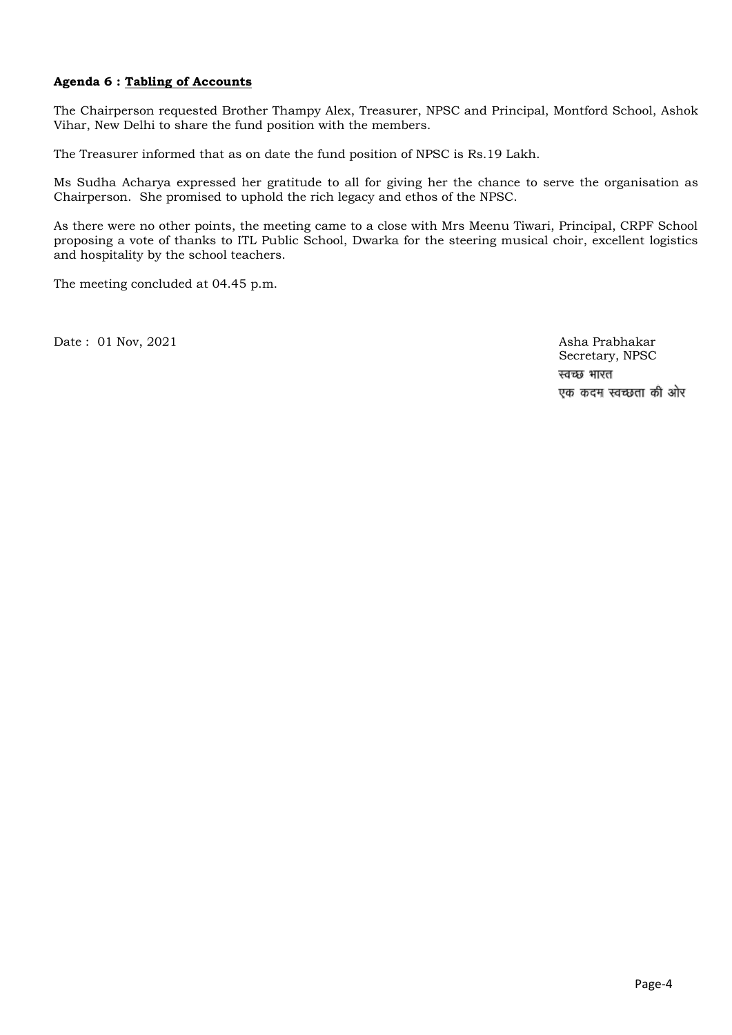**Agenda 6 : <u>Tabling of Accounts</u>**

The Chairperson requested Brother Thampy Alex, Treasurer, NPSC and Principal, Montford School, Ashok Vihar, New Delhi to share the fund position with the members.

The Treasurer informed that as on date the fund position of NPSC is Rs.19 Lakh.

Ms Sudha Acharya expressed her gratitude to all for giving her the chance to serve the organisation as Chairperson. She promised to uphold the rich legacy and ethos of the NPSC.

As there were no other points, the meeting came to a close with Mrs Meenu Tiwari, Principal, CRPF School proposing a vote of thanks to ITL Public School, Dwarka for the steering musical choir, excellent logistics and hospitality by the school teachers.

The meeting concluded at 04.45 p.m.

Date : 01 Nov, 2021

Asha Prabhakar
Secretary, NPSC

स्वच्छ भारत
एक कदम स्वच्छता की ओर